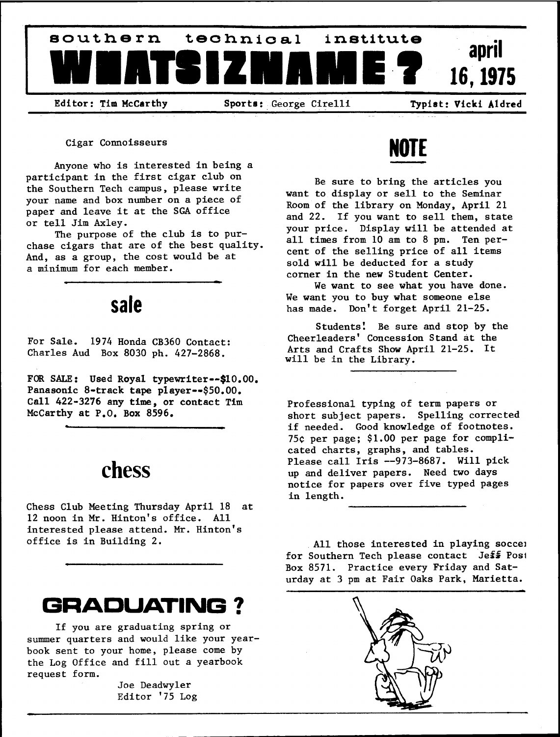# southern technical institute WHATSIZNAME? april 16, 1975

Editor: Tim McCarthy Sports: George Cirelli Typist: Vicki Aldred

Cigar Connoisseurs

Anyone who is interested in being a participant in the first cigar club on the Southern Tech campus, please write your name and box number on a piece of paper and leave it at the SGA office or tell Jim Axley.

The purpose of the club is to purchase cigars that are of the best quality. And, as a group, the cost would be at a minimum for each member.

## sale

For Sale. 1974 Honda CB360 Contact: Charles Aud Box 8030 ph. 427-2868.

**FOR SALE: Used Royal typewriter--$10.00. Panasonic 8-track tape player--$50.00. Call 422-3276 any time, or contact Tim McCarthy at P.O. Box 8596.**

## chess

Chess Club Meeting Thursday April 18 at 12 noon in Mr. Hinton's office. All interested please attend. Mr. Hinton's office is in Building 2.

## GRADUATING?

If you are graduating spring or summer quarters and would like your yearbook sent to your home, please come by the Log Office and fill out a yearbook request form.

Joe Deadwyler
Editor '75 Log

## NOTE

Be sure to bring the articles you want to display or sell to the Seminar Room of the library on Monday, April 21 and 22. If you want to sell them, state your price. Display will be attended at all times from 10 am to 8 pm. Ten percent of the selling price of all items sold will be deducted for a study corner in the new Student Center.

We want to see what you have done. We want you to buy what someone else has made. Don't forget April 21-25.

Students! Be sure and stop by the Cheerleaders' Concession Stand at the Arts and Crafts Show April 21-25. It will be in the Library.

Professional typing of term papers or short subject papers. Spelling corrected if needed. Good knowledge of footnotes. 75¢ per page; $1.00 per page for complicated charts, graphs, and tables. Please call Iris --973-8687. Will pick up and deliver papers. Need two days notice for papers over five typed pages in length.

All those interested in playing soccer for Southern Tech please contact Jeff Post Box 8571. Practice every Friday and Saturday at 3 pm at Fair Oaks Park, Marietta.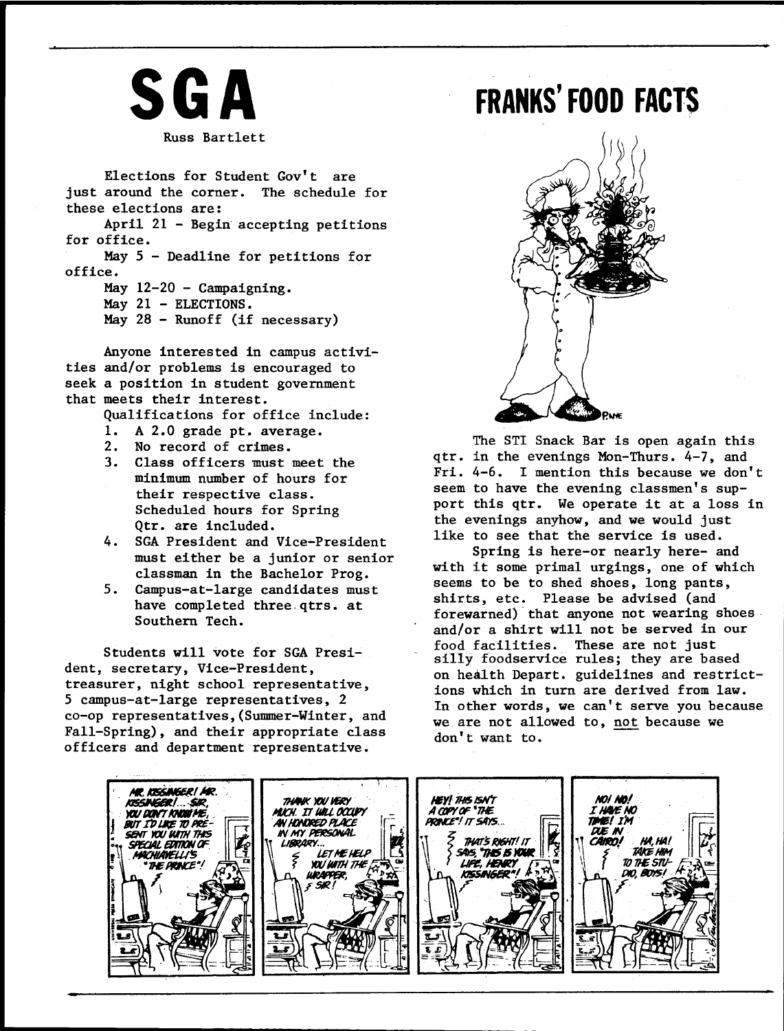# SGA

Russ Bartlett

Elections for Student Gov't are just around the corner. The schedule for these elections are:

April 21 - Begin accepting petitions for office.

May 5 - Deadline for petitions for office.

May 12-20 - Campaigning.

May 21 - ELECTIONS.

May 28 - Runoff (if necessary)

Anyone interested in campus activities and/or problems is encouraged to seek a position in student government that meets their interest.

Qualifications for office include:

1. A 2.0 grade pt. average.
2. No record of crimes.
3. Class officers must meet the minimum number of hours for their respective class. Scheduled hours for Spring Qtr. are included.
4. SGA President and Vice-President must either be a junior or senior classman in the Bachelor Prog.
5. Campus-at-large candidates must have completed three qtrs. at Southern Tech.

Students will vote for SGA President, secretary, Vice-President, treasurer, night school representative, 5 campus-at-large representatives, 2 co-op representatives, (Summer-Winter, and Fall-Spring), and their appropriate class officers and department representative.

# FRANKS' FOOD FACTS

The STI Snack Bar is open again this qtr. in the evenings Mon-Thurs. 4-7, and Fri. 4-6. I mention this because we don't seem to have the evening classmen's support this qtr. We operate it at a loss in the evenings anyhow, and we would just like to see that the service is used.

Spring is here-or nearly here- and with it some primal urgings, one of which seems to be to shed shoes, long pants, shirts, etc. Please be advised (and forewarned) that anyone not wearing shoes and/or a shirt will not be served in our food facilities. These are not just silly foodservice rules; they are based on health Depart. guidelines and restrictions which in turn are derived from law. In other words, we can't serve you because we are not allowed to, not because we don't want to.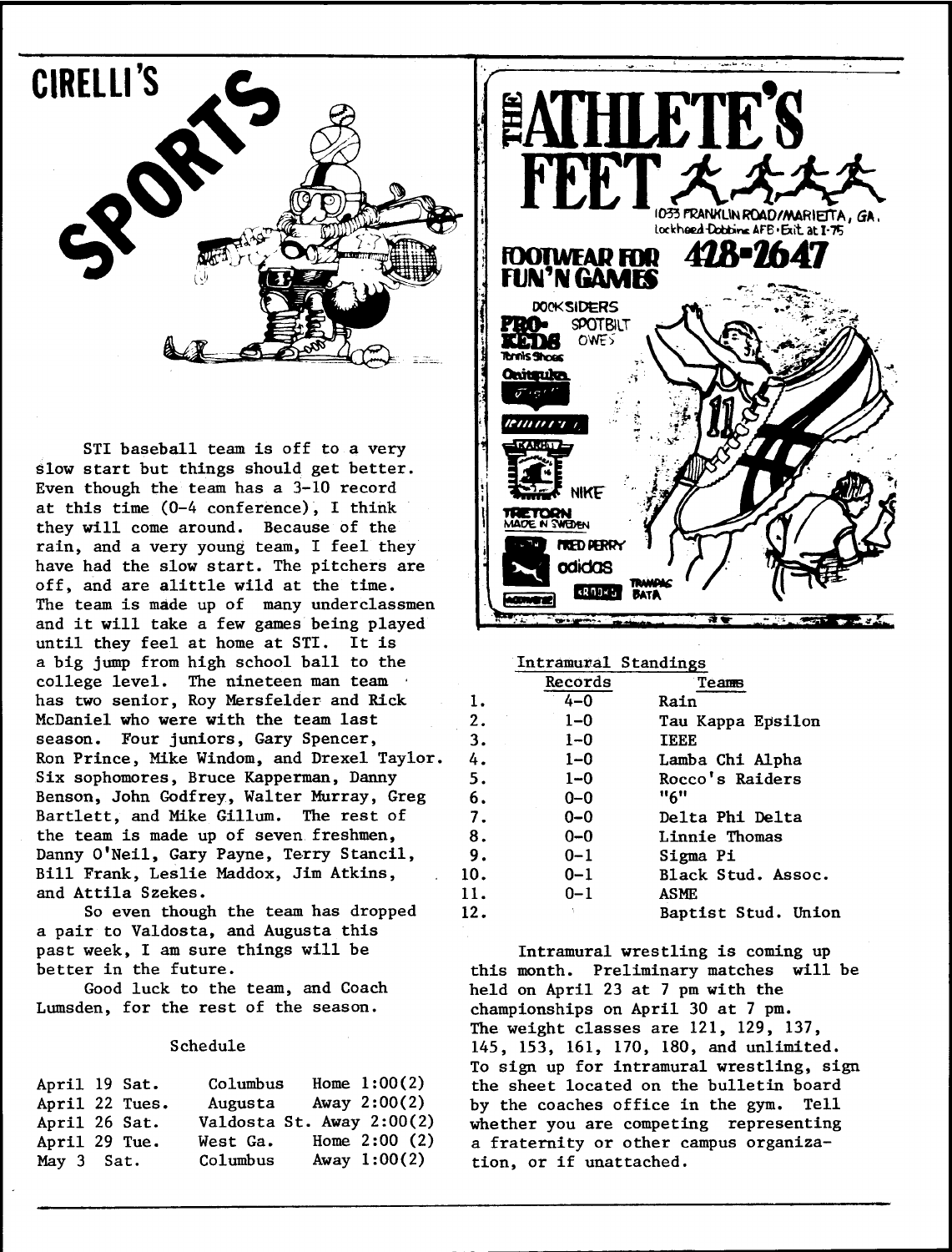# CIRELLI'S SPORTS

STI baseball team is off to a very slow start but things should get better. Even though the team has a 3-10 record at this time (0-4 conference), I think they will come around. Because of the rain, and a very young team, I feel they have had the slow start. The pitchers are off, and are alittle wild at the time. The team is made up of many underclassmen and it will take a few games being played until they feel at home at STI. It is a big jump from high school ball to the college level. The nineteen man team has two senior, Roy Mersfelder and Rick McDaniel who were with the team last season. Four juniors, Gary Spencer, Ron Prince, Mike Windom, and Drexel Taylor. Six sophomores, Bruce Kapperman, Danny Benson, John Godfrey, Walter Murray, Greg Bartlett, and Mike Gillum. The rest of the team is made up of seven freshmen, Danny O'Neil, Gary Payne, Terry Stancil, Bill Frank, Leslie Maddox, Jim Atkins, and Attila Szekes.

So even though the team has dropped a pair to Valdosta, and Augusta this past week, I am sure things will be better in the future.

Good luck to the team, and Coach Lumsden, for the rest of the season.

### Schedule

| | | | |
|---|---|---|---|
| April 19 Sat. | Columbus | Home | 1:00(2) |
| April 22 Tues. | Augusta | Away | 2:00(2) |
| April 26 Sat. | Valdosta St. | Away | 2:00(2) |
| April 29 Tue. | West Ga. | Home | 2:00 (2) |
| May 3 Sat. | Columbus | Away | 1:00(2) |

**THE ATHLETE'S FEET**

1033 FRANKLIN ROAD/MARIETTA, GA.
Lockheed-Dobbins AFB • Exit at I-75

**FOOTWEAR FOR FUN'N GAMES**

**428-2647**

DOCKSIDERS · PRO-KEDS · SPOTBILT · OWENS · Tennis Shoes · Onitsuka · NIKE · TRETORN MADE IN SWEDEN · FRED PERRY · adidas · TRAMPAS · BATA · BROOKS

### Intramural Standings

| | Records | Teams |
|---|---|---|
| 1. | 4-0 | Rain |
| 2. | 1-0 | Tau Kappa Epsilon |
| 3. | 1-0 | IEEE |
| 4. | 1-0 | Lamba Chi Alpha |
| 5. | 1-0 | Rocco's Raiders |
| 6. | 0-0 | "6" |
| 7. | 0-0 | Delta Phi Delta |
| 8. | 0-0 | Linnie Thomas |
| 9. | 0-1 | Sigma Pi |
| 10. | 0-1 | Black Stud. Assoc. |
| 11. | 0-1 | ASME |
| 12. | | Baptist Stud. Union |

Intramural wrestling is coming up this month. Preliminary matches will be held on April 23 at 7 pm with the championships on April 30 at 7 pm. The weight classes are 121, 129, 137, 145, 153, 161, 170, 180, and unlimited. To sign up for intramural wrestling, sign the sheet located on the bulletin board by the coaches office in the gym. Tell whether you are competing representing a fraternity or other campus organization, or if unattached.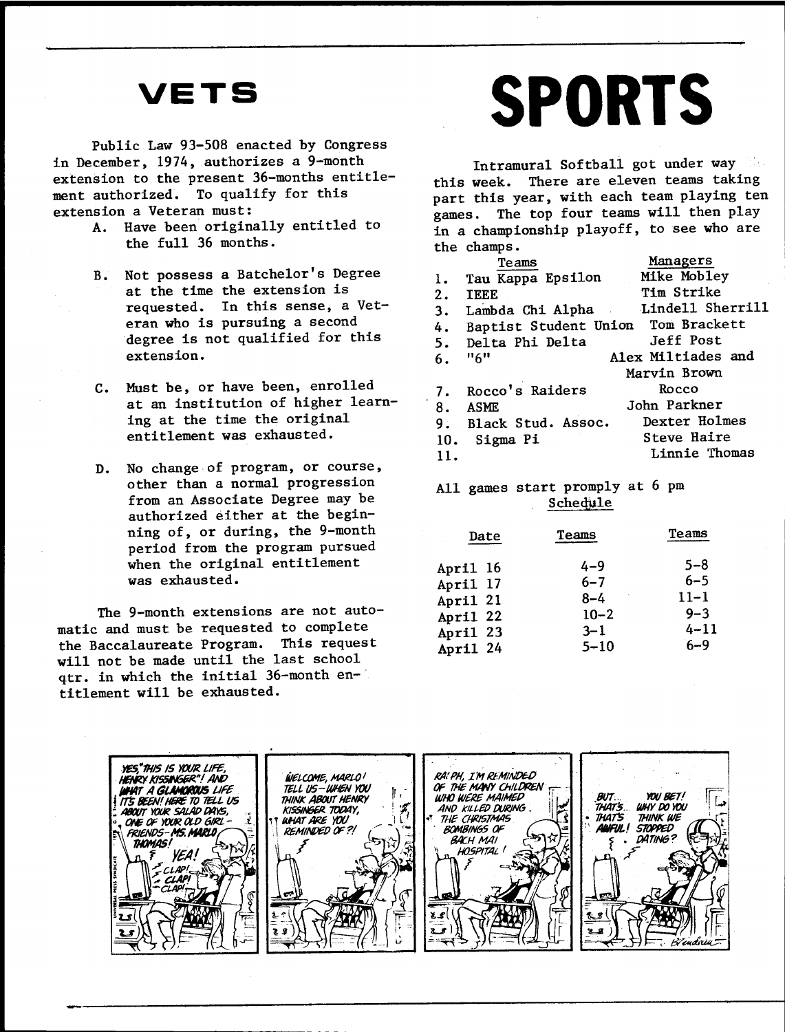# VETS

Public Law 93-508 enacted by Congress in December, 1974, authorizes a 9-month extension to the present 36-months entitlement authorized. To qualify for this extension a Veteran must:

A. Have been originally entitled to the full 36 months.

B. Not possess a Batchelor's Degree at the time the extension is requested. In this sense, a Veteran who is pursuing a second degree is not qualified for this extension.

C. Must be, or have been, enrolled at an institution of higher learning at the time the original entitlement was exhausted.

D. No change of program, or course, other than a normal progression from an Associate Degree may be authorized either at the beginning of, or during, the 9-month period from the program pursued when the original entitlement was exhausted.

The 9-month extensions are not automatic and must be requested to complete the Baccalaureate Program. This request will not be made until the last school qtr. in which the initial 36-month entitlement will be exhausted.

# SPORTS

Intramural Softball got under way this week. There are eleven teams taking part this year, with each team playing ten games. The top four teams will then play in a championship playoff, to see who are the champs.

| | Teams | Managers |
|---|---|---|
| 1. | Tau Kappa Epsilon | Mike Mobley |
| 2. | IEEE | Tim Strike |
| 3. | Lambda Chi Alpha | Lindell Sherrill |
| 4. | Baptist Student Union | Tom Brackett |
| 5. | Delta Phi Delta | Jeff Post |
| 6. | "6" | Alex Miltiades and Marvin Brown |
| 7. | Rocco's Raiders | Rocco |
| 8. | ASME | John Parkner |
| 9. | Black Stud. Assoc. | Dexter Holmes |
| 10. | Sigma Pi | Steve Haire |
| 11. | | Linnie Thomas |

All games start promply at 6 pm

Schedule

| Date | Teams | Teams |
|---|---|---|
| April 16 | 4-9 | 5-8 |
| April 17 | 6-7 | 6-5 |
| April 21 | 8-4 | 11-1 |
| April 22 | 10-2 | 9-3 |
| April 23 | 3-1 | 4-11 |
| April 24 | 5-10 | 6-9 |